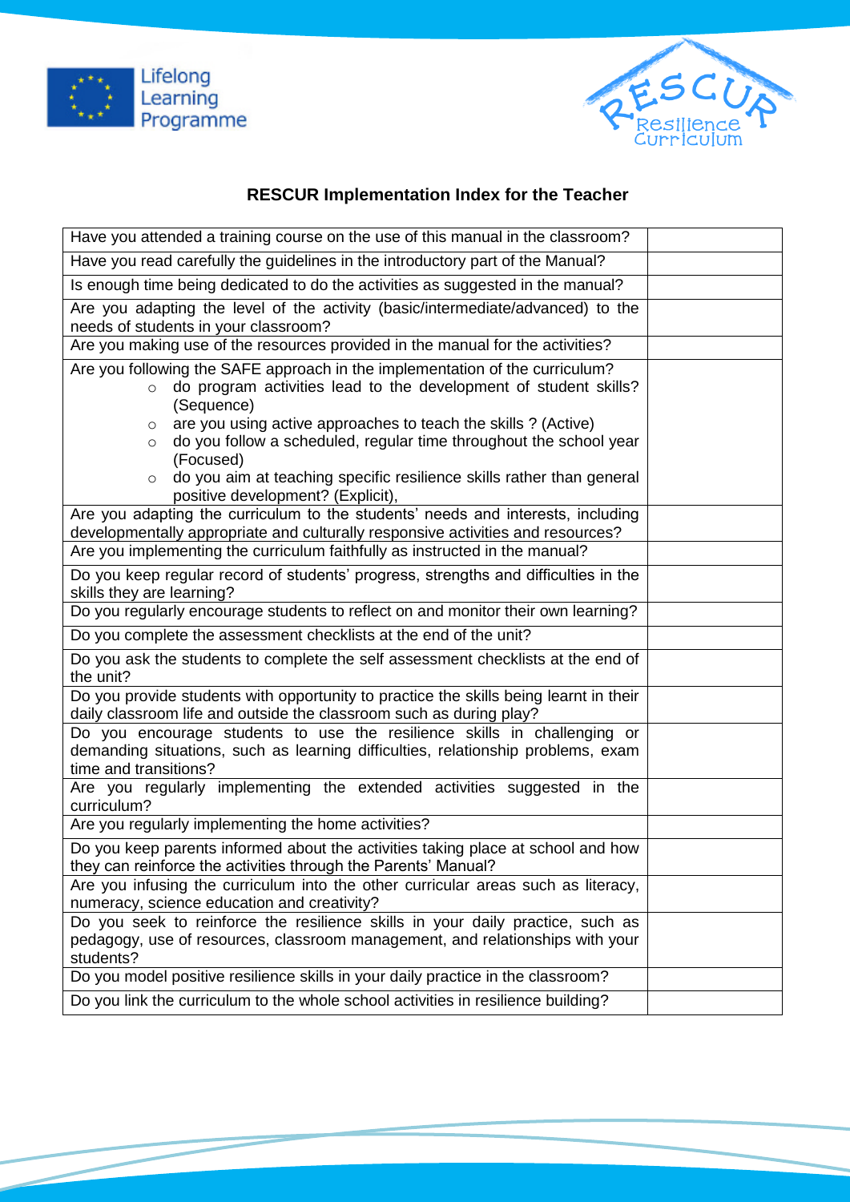## RESCUR Implementation Index for the Teacher

| | |
|---|---|
| Have you attended a training course on the use of this manual in the classroom? | |
| Have you read carefully the guidelines in the introductory part of the Manual? | |
| Is enough time being dedicated to do the activities as suggested in the manual? | |
| Are you adapting the level of the activity (basic/intermediate/advanced) to the needs of students in your classroom? | |
| Are you making use of the resources provided in the manual for the activities? | |
| Are you following the SAFE approach in the implementation of the curriculum?<br>○ do program activities lead to the development of student skills? (Sequence)<br>○ are you using active approaches to teach the skills ? (Active)<br>○ do you follow a scheduled, regular time throughout the school year (Focused)<br>○ do you aim at teaching specific resilience skills rather than general positive development? (Explicit), | |
| Are you adapting the curriculum to the students' needs and interests, including developmentally appropriate and culturally responsive activities and resources? | |
| Are you implementing the curriculum faithfully as instructed in the manual? | |
| Do you keep regular record of students' progress, strengths and difficulties in the skills they are learning? | |
| Do you regularly encourage students to reflect on and monitor their own learning? | |
| Do you complete the assessment checklists at the end of the unit? | |
| Do you ask the students to complete the self assessment checklists at the end of the unit? | |
| Do you provide students with opportunity to practice the skills being learnt in their daily classroom life and outside the classroom such as during play? | |
| Do you encourage students to use the resilience skills in challenging or demanding situations, such as learning difficulties, relationship problems, exam time and transitions? | |
| Are you regularly implementing the extended activities suggested in the curriculum? | |
| Are you regularly implementing the home activities? | |
| Do you keep parents informed about the activities taking place at school and how they can reinforce the activities through the Parents' Manual? | |
| Are you infusing the curriculum into the other curricular areas such as literacy, numeracy, science education and creativity? | |
| Do you seek to reinforce the resilience skills in your daily practice, such as pedagogy, use of resources, classroom management, and relationships with your students? | |
| Do you model positive resilience skills in your daily practice in the classroom? | |
| Do you link the curriculum to the whole school activities in resilience building? | |